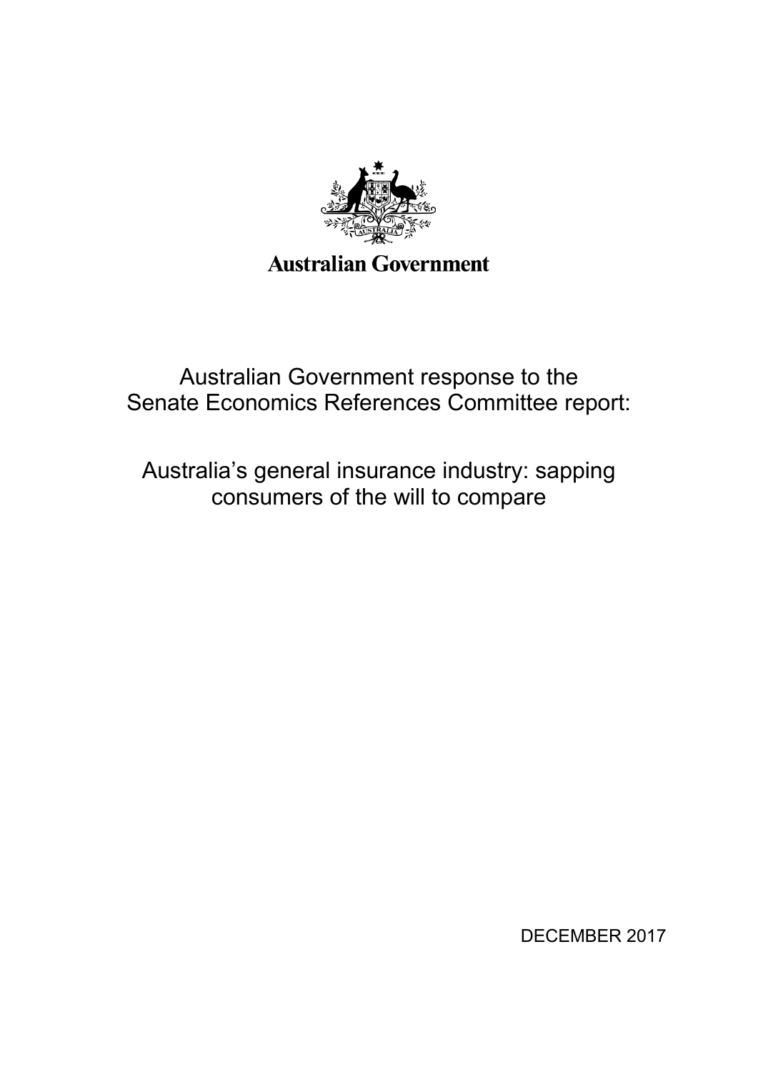Australian Government

# Australian Government response to the Senate Economics References Committee report:

# Australia's general insurance industry: sapping consumers of the will to compare

DECEMBER 2017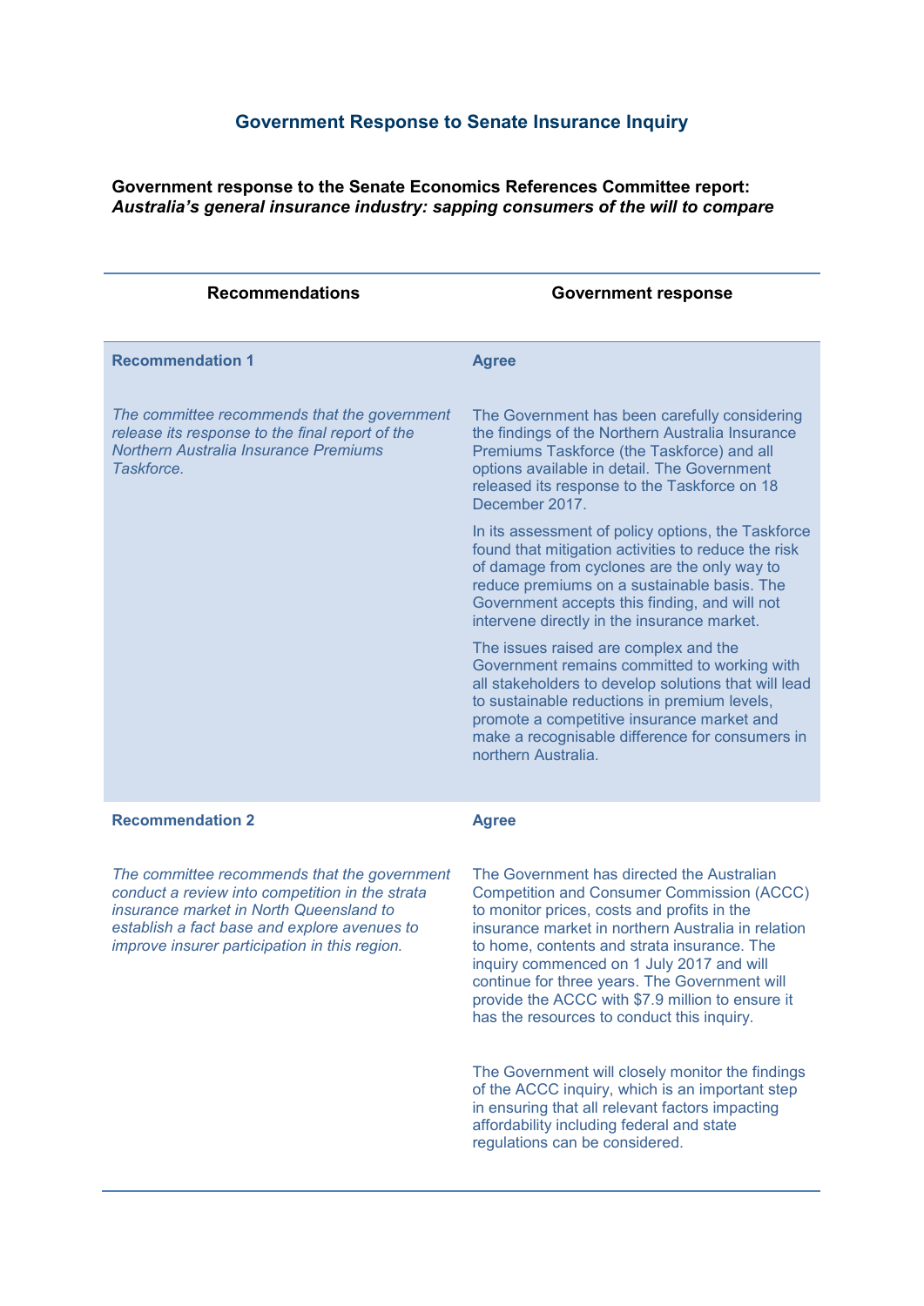## Government Response to Senate Insurance Inquiry

**Government response to the Senate Economics References Committee report:**
***Australia's general insurance industry: sapping consumers of the will to compare***

| Recommendations | Government response |
|---|---|
| **Recommendation 1**<br><br>*The committee recommends that the government release its response to the final report of the Northern Australia Insurance Premiums Taskforce.* | **Agree**<br><br>The Government has been carefully considering the findings of the Northern Australia Insurance Premiums Taskforce (the Taskforce) and all options available in detail. The Government released its response to the Taskforce on 18 December 2017.<br><br>In its assessment of policy options, the Taskforce found that mitigation activities to reduce the risk of damage from cyclones are the only way to reduce premiums on a sustainable basis. The Government accepts this finding, and will not intervene directly in the insurance market.<br><br>The issues raised are complex and the Government remains committed to working with all stakeholders to develop solutions that will lead to sustainable reductions in premium levels, promote a competitive insurance market and make a recognisable difference for consumers in northern Australia. |
| **Recommendation 2**<br><br>*The committee recommends that the government conduct a review into competition in the strata insurance market in North Queensland to establish a fact base and explore avenues to improve insurer participation in this region.* | **Agree**<br><br>The Government has directed the Australian Competition and Consumer Commission (ACCC) to monitor prices, costs and profits in the insurance market in northern Australia in relation to home, contents and strata insurance. The inquiry commenced on 1 July 2017 and will continue for three years. The Government will provide the ACCC with $7.9 million to ensure it has the resources to conduct this inquiry.<br><br>The Government will closely monitor the findings of the ACCC inquiry, which is an important step in ensuring that all relevant factors impacting affordability including federal and state regulations can be considered. |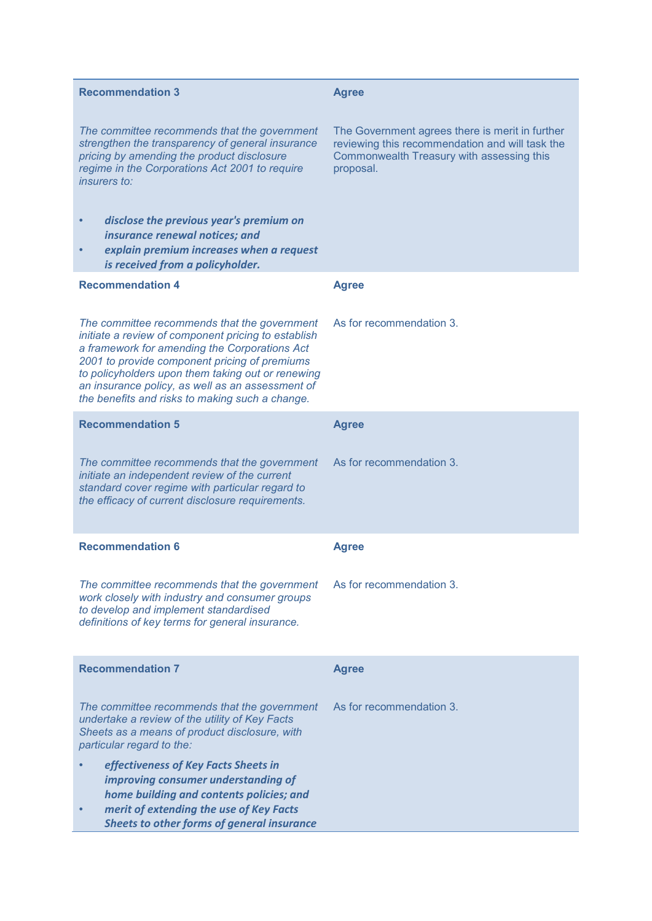| Recommendation | Response |
|---|---|
| **Recommendation 3**<br><br>*The committee recommends that the government strengthen the transparency of general insurance pricing by amending the product disclosure regime in the Corporations Act 2001 to require insurers to:*<br><br>• ***disclose the previous year's premium on insurance renewal notices; and***<br>• ***explain premium increases when a request is received from a policyholder.*** | **Agree**<br><br>The Government agrees there is merit in further reviewing this recommendation and will task the Commonwealth Treasury with assessing this proposal. |
| **Recommendation 4**<br><br>*The committee recommends that the government initiate a review of component pricing to establish a framework for amending the Corporations Act 2001 to provide component pricing of premiums to policyholders upon them taking out or renewing an insurance policy, as well as an assessment of the benefits and risks to making such a change.* | **Agree**<br><br>As for recommendation 3. |
| **Recommendation 5**<br><br>*The committee recommends that the government initiate an independent review of the current standard cover regime with particular regard to the efficacy of current disclosure requirements.* | **Agree**<br><br>As for recommendation 3. |
| **Recommendation 6**<br><br>*The committee recommends that the government work closely with industry and consumer groups to develop and implement standardised definitions of key terms for general insurance.* | **Agree**<br><br>As for recommendation 3. |
| **Recommendation 7**<br><br>*The committee recommends that the government undertake a review of the utility of Key Facts Sheets as a means of product disclosure, with particular regard to the:*<br><br>• ***effectiveness of Key Facts Sheets in improving consumer understanding of home building and contents policies; and***<br>• ***merit of extending the use of Key Facts Sheets to other forms of general insurance*** | **Agree**<br><br>As for recommendation 3. |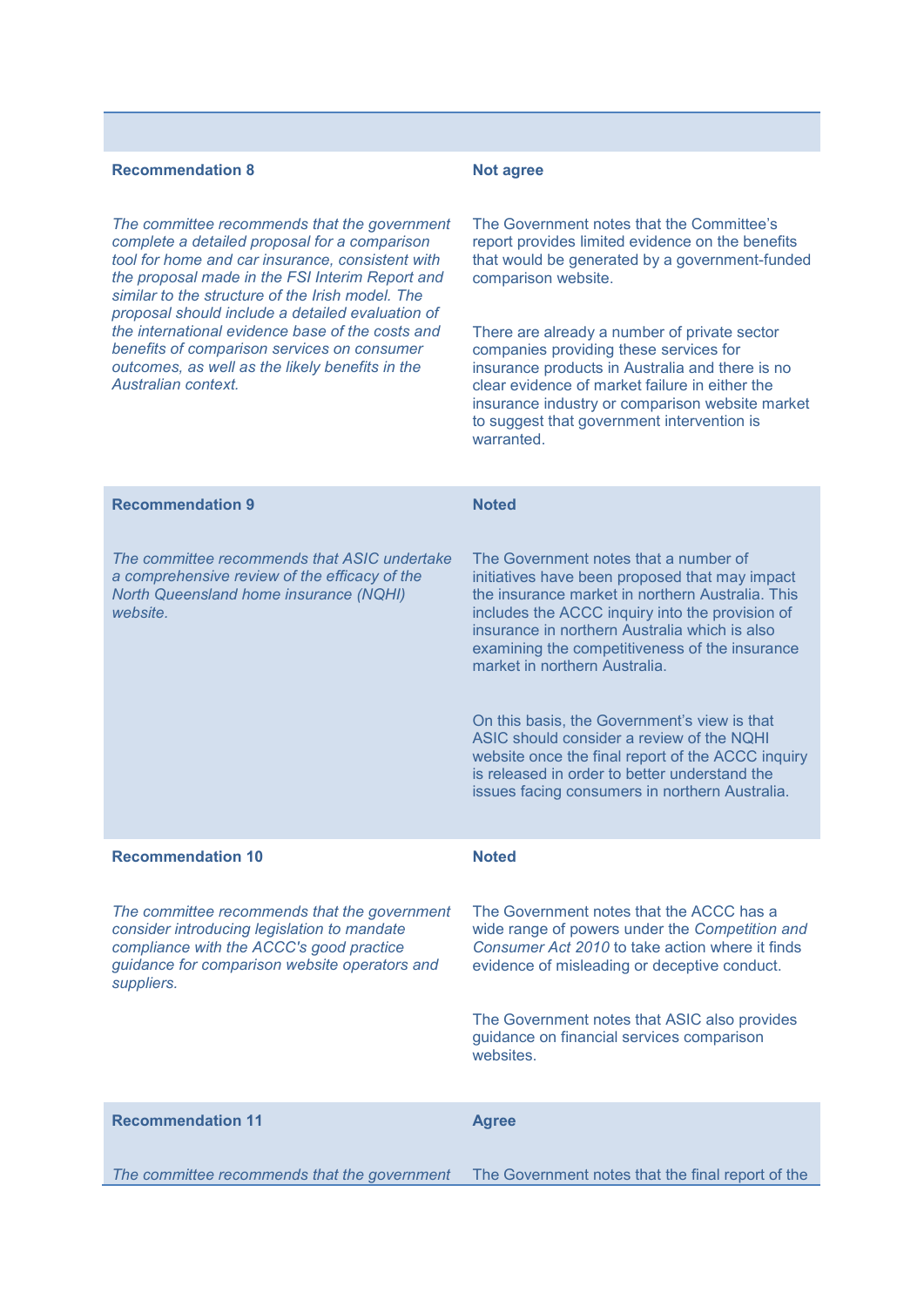| | |
|---|---|
| **Recommendation 8** | **Not agree** |
| *The committee recommends that the government complete a detailed proposal for a comparison tool for home and car insurance, consistent with the proposal made in the FSI Interim Report and similar to the structure of the Irish model. The proposal should include a detailed evaluation of the international evidence base of the costs and benefits of comparison services on consumer outcomes, as well as the likely benefits in the Australian context.* | The Government notes that the Committee's report provides limited evidence on the benefits that would be generated by a government-funded comparison website.<br><br>There are already a number of private sector companies providing these services for insurance products in Australia and there is no clear evidence of market failure in either the insurance industry or comparison website market to suggest that government intervention is warranted. |
| **Recommendation 9** | **Noted** |
| *The committee recommends that ASIC undertake a comprehensive review of the efficacy of the North Queensland home insurance (NQHI) website.* | The Government notes that a number of initiatives have been proposed that may impact the insurance market in northern Australia. This includes the ACCC inquiry into the provision of insurance in northern Australia which is also examining the competitiveness of the insurance market in northern Australia.<br><br>On this basis, the Government's view is that ASIC should consider a review of the NQHI website once the final report of the ACCC inquiry is released in order to better understand the issues facing consumers in northern Australia. |
| **Recommendation 10** | **Noted** |
| *The committee recommends that the government consider introducing legislation to mandate compliance with the ACCC's good practice guidance for comparison website operators and suppliers.* | The Government notes that the ACCC has a wide range of powers under the *Competition and Consumer Act 2010* to take action where it finds evidence of misleading or deceptive conduct.<br><br>The Government notes that ASIC also provides guidance on financial services comparison websites. |
| **Recommendation 11** | **Agree** |
| *The committee recommends that the government* | The Government notes that the final report of the |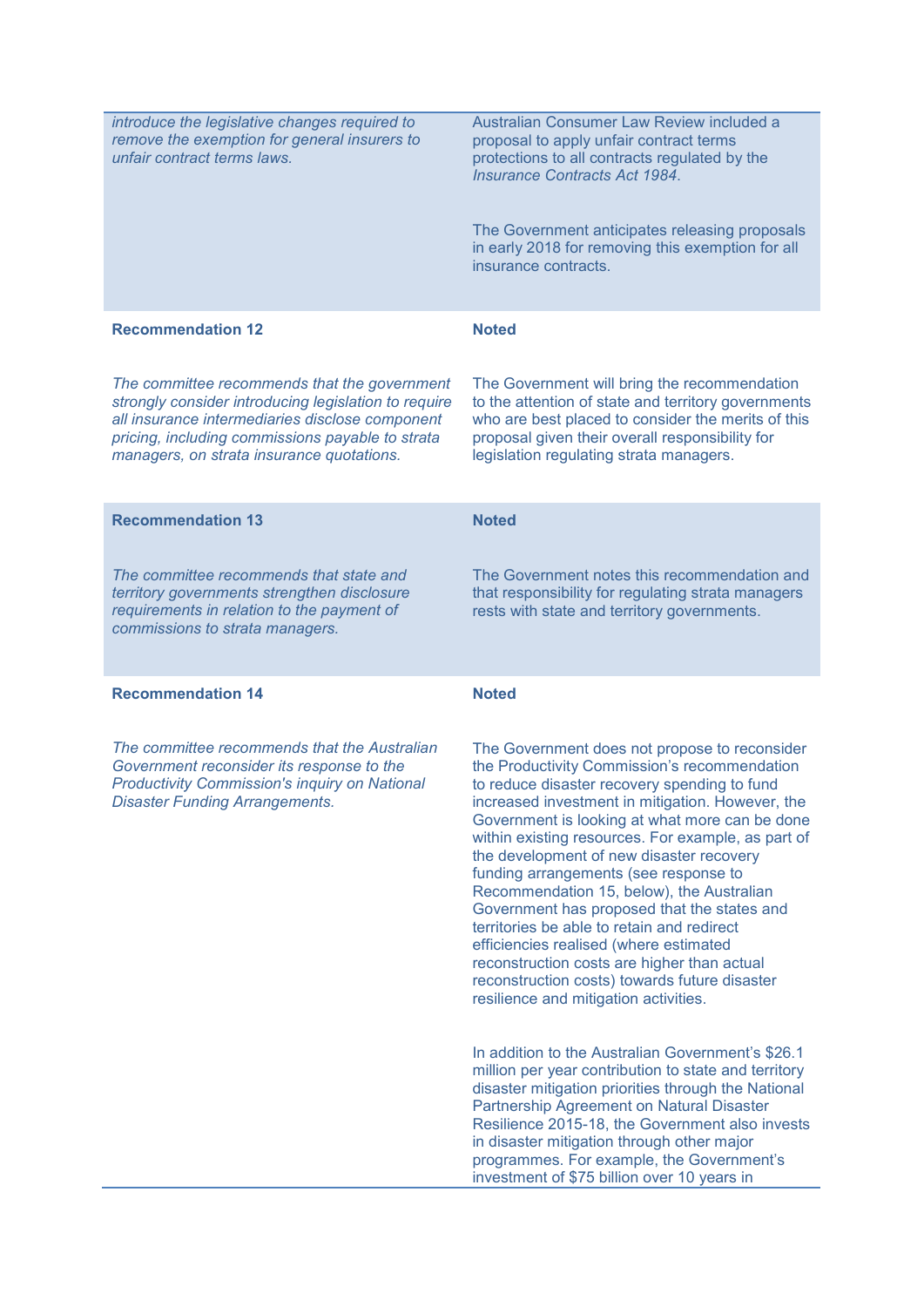| | |
|---|---|
| *introduce the legislative changes required to remove the exemption for general insurers to unfair contract terms laws.* | Australian Consumer Law Review included a proposal to apply unfair contract terms protections to all contracts regulated by the *Insurance Contracts Act 1984*.<br><br>The Government anticipates releasing proposals in early 2018 for removing this exemption for all insurance contracts. |
| **Recommendation 12** | **Noted** |
| *The committee recommends that the government strongly consider introducing legislation to require all insurance intermediaries disclose component pricing, including commissions payable to strata managers, on strata insurance quotations.* | The Government will bring the recommendation to the attention of state and territory governments who are best placed to consider the merits of this proposal given their overall responsibility for legislation regulating strata managers. |
| **Recommendation 13** | **Noted** |
| *The committee recommends that state and territory governments strengthen disclosure requirements in relation to the payment of commissions to strata managers.* | The Government notes this recommendation and that responsibility for regulating strata managers rests with state and territory governments. |
| **Recommendation 14** | **Noted** |
| *The committee recommends that the Australian Government reconsider its response to the Productivity Commission's inquiry on National Disaster Funding Arrangements.* | The Government does not propose to reconsider the Productivity Commission's recommendation to reduce disaster recovery spending to fund increased investment in mitigation. However, the Government is looking at what more can be done within existing resources. For example, as part of the development of new disaster recovery funding arrangements (see response to Recommendation 15, below), the Australian Government has proposed that the states and territories be able to retain and redirect efficiencies realised (where estimated reconstruction costs are higher than actual reconstruction costs) towards future disaster resilience and mitigation activities.<br><br>In addition to the Australian Government's $26.1 million per year contribution to state and territory disaster mitigation priorities through the National Partnership Agreement on Natural Disaster Resilience 2015-18, the Government also invests in disaster mitigation through other major programmes. For example, the Government's investment of $75 billion over 10 years in |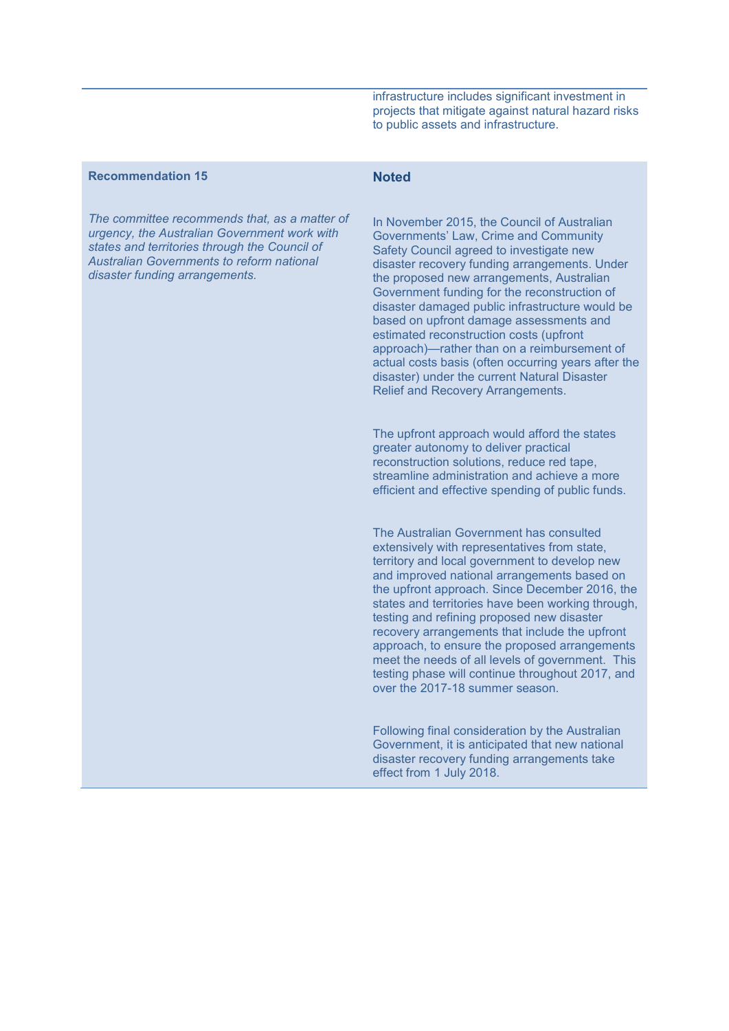| | |
|---|---|
| | infrastructure includes significant investment in projects that mitigate against natural hazard risks to public assets and infrastructure. |
| **Recommendation 15**<br><br>*The committee recommends that, as a matter of urgency, the Australian Government work with states and territories through the Council of Australian Governments to reform national disaster funding arrangements.* | **Noted**<br><br>In November 2015, the Council of Australian Governments' Law, Crime and Community Safety Council agreed to investigate new disaster recovery funding arrangements. Under the proposed new arrangements, Australian Government funding for the reconstruction of disaster damaged public infrastructure would be based on upfront damage assessments and estimated reconstruction costs (upfront approach)—rather than on a reimbursement of actual costs basis (often occurring years after the disaster) under the current Natural Disaster Relief and Recovery Arrangements.<br><br>The upfront approach would afford the states greater autonomy to deliver practical reconstruction solutions, reduce red tape, streamline administration and achieve a more efficient and effective spending of public funds.<br><br>The Australian Government has consulted extensively with representatives from state, territory and local government to develop new and improved national arrangements based on the upfront approach. Since December 2016, the states and territories have been working through, testing and refining proposed new disaster recovery arrangements that include the upfront approach, to ensure the proposed arrangements meet the needs of all levels of government. This testing phase will continue throughout 2017, and over the 2017-18 summer season.<br><br>Following final consideration by the Australian Government, it is anticipated that new national disaster recovery funding arrangements take effect from 1 July 2018. |